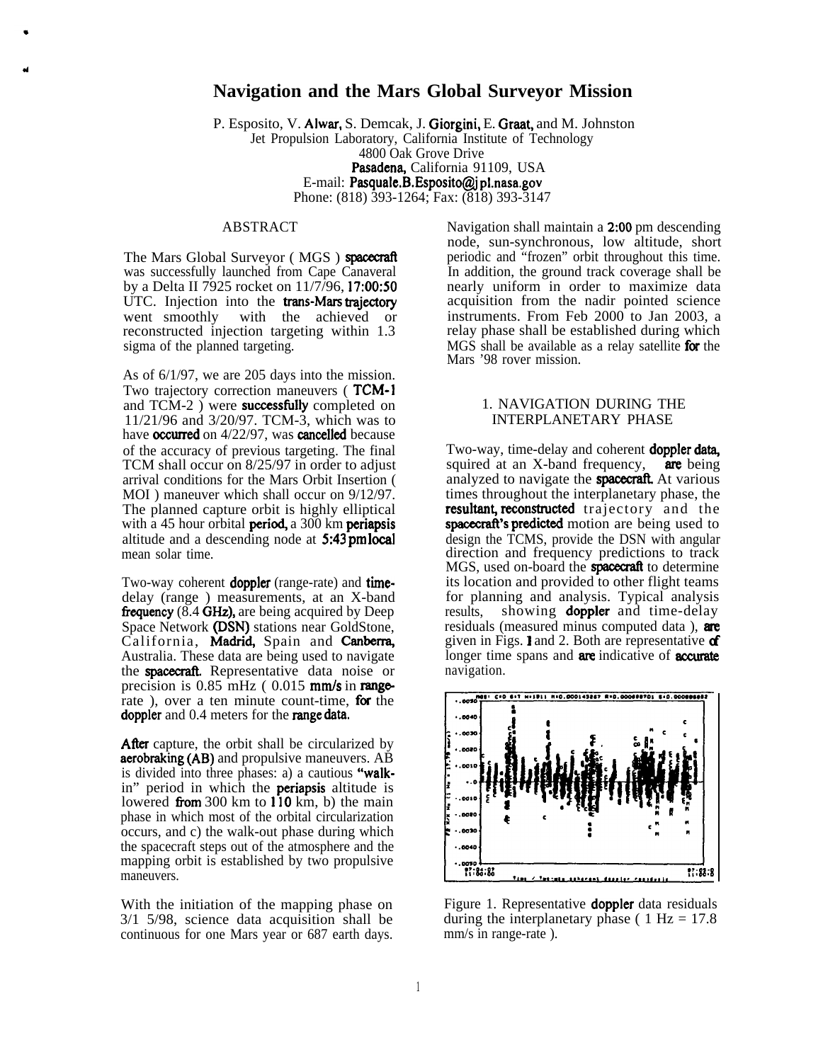# Navigation and the Mars Global Surveyor Mission

P. Esposito, V. Alwar, S. Demcak, J. Giorgini, E. Graat, and M. Johnston
Jet Propulsion Laboratory, California Institute of Technology
4800 Oak Grove Drive
Pasadena, California 91109, USA
E-mail: Pasquale.B.Esposito@jpl.nasa.gov
Phone: (818) 393-1264; Fax: (818) 393-3147

## ABSTRACT

The Mars Global Surveyor ( MGS ) spacecraft was successfully launched from Cape Canaveral by a Delta II 7925 rocket on 11/7/96, 17:00:50 UTC. Injection into the trans-Mars trajectory went smoothly with the achieved or reconstructed injection targeting within 1.3 sigma of the planned targeting.

As of 6/1/97, we are 205 days into the mission. Two trajectory correction maneuvers ( TCM-1 and TCM-2 ) were successfully completed on 11/21/96 and 3/20/97. TCM-3, which was to have occurred on 4/22/97, was cancelled because of the accuracy of previous targeting. The final TCM shall occur on 8/25/97 in order to adjust arrival conditions for the Mars Orbit Insertion ( MOI ) maneuver which shall occur on 9/12/97. The planned capture orbit is highly elliptical with a 45 hour orbital period, a 300 km periapsis altitude and a descending node at 5:43 pm local mean solar time.

Two-way coherent doppler (range-rate) and time-delay (range ) measurements, at an X-band frequency (8.4 GHz), are being acquired by Deep Space Network (DSN) stations near GoldStone, California, Madrid, Spain and Canberra, Australia. These data are being used to navigate the spacecraft. Representative data noise or precision is 0.85 mHz ( 0.015 mm/s in range-rate ), over a ten minute count-time, for the doppler and 0.4 meters for the range data.

After capture, the orbit shall be circularized by aerobraking (AB) and propulsive maneuvers. AB is divided into three phases: a) a cautious "walk-in" period in which the periapsis altitude is lowered from 300 km to 110 km, b) the main phase in which most of the orbital circularization occurs, and c) the walk-out phase during which the spacecraft steps out of the atmosphere and the mapping orbit is established by two propulsive maneuvers.

With the initiation of the mapping phase on 3/1 5/98, science data acquisition shall be continuous for one Mars year or 687 earth days. Navigation shall maintain a 2:00 pm descending node, sun-synchronous, low altitude, short periodic and "frozen" orbit throughout this time. In addition, the ground track coverage shall be nearly uniform in order to maximize data acquisition from the nadir pointed science instruments. From Feb 2000 to Jan 2003, a relay phase shall be established during which MGS shall be available as a relay satellite for the Mars '98 rover mission.

## 1. NAVIGATION DURING THE INTERPLANETARY PHASE

Two-way, time-delay and coherent doppler data, squired at an X-band frequency, are being analyzed to navigate the spacecraft. At various times throughout the interplanetary phase, the resultant, reconstructed trajectory and the spacecraft's predicted motion are being used to design the TCMS, provide the DSN with angular direction and frequency predictions to track MGS, used on-board the spacecraft to determine its location and provided to other flight teams for planning and analysis. Typical analysis results, showing doppler and time-delay residuals (measured minus computed data ), are given in Figs. 1 and 2. Both are representative of longer time spans and are indicative of accurate navigation.

Figure 1. Representative doppler data residuals during the interplanetary phase ( 1 Hz = 17.8 mm/s in range-rate ).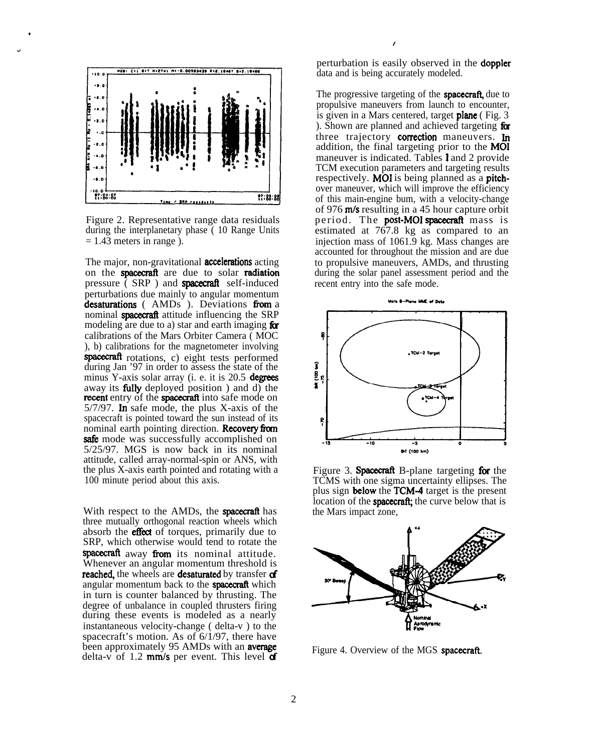Figure 2. Representative range data residuals during the interplanetary phase ( 10 Range Units = 1.43 meters in range ).

The major, non-gravitational accelerations acting on the spacecraft are due to solar radiation pressure ( SRP ) and spacecraft self-induced perturbations due mainly to angular momentum desaturations ( AMDs ). Deviations from a nominal spacecraft attitude influencing the SRP modeling are due to a) star and earth imaging for calibrations of the Mars Orbiter Camera ( MOC ), b) calibrations for the magnetometer involving spacecraft rotations, c) eight tests performed during Jan '97 in order to assess the state of the minus Y-axis solar array (i. e. it is 20.5 degrees away its fully deployed position ) and d) the recent entry of the spacecraft into safe mode on 5/7/97. In safe mode, the plus X-axis of the spacecraft is pointed toward the sun instead of its nominal earth pointing direction. Recovery from safe mode was successfully accomplished on 5/25/97. MGS is now back in its nominal attitude, called array-normal-spin or ANS, with the plus X-axis earth pointed and rotating with a 100 minute period about this axis.

With respect to the AMDs, the spacecraft has three mutually orthogonal reaction wheels which absorb the effect of torques, primarily due to SRP, which otherwise would tend to rotate the spacecraft away from its nominal attitude. Whenever an angular momentum threshold is reached, the wheels are desaturated by transfer of angular momentum back to the spacecraft which in turn is counter balanced by thrusting. The degree of unbalance in coupled thrusters firing during these events is modeled as a nearly instantaneous velocity-change ( delta-v ) to the spacecraft's motion. As of 6/1/97, there have been approximately 95 AMDs with an average delta-v of 1.2 mm/s per event. This level of perturbation is easily observed in the doppler data and is being accurately modeled.

The progressive targeting of the spacecraft, due to propulsive maneuvers from launch to encounter, is given in a Mars centered, target plane ( Fig. 3 ). Shown are planned and achieved targeting for three trajectory correction maneuvers. In addition, the final targeting prior to the MOI maneuver is indicated. Tables 1 and 2 provide TCM execution parameters and targeting results respectively. MOI is being planned as a pitch-over maneuver, which will improve the efficiency of this main-engine bum, with a velocity-change of 976 m/s resulting in a 45 hour capture orbit period. The post-MOI spacecraft mass is estimated at 767.8 kg as compared to an injection mass of 1061.9 kg. Mass changes are accounted for throughout the mission and are due to propulsive maneuvers, AMDs, and thrusting during the solar panel assessment period and the recent entry into the safe mode.

Figure 3. Spacecraft B-plane targeting for the TCMS with one sigma uncertainty ellipses. The plus sign below the TCM-4 target is the present location of the spacecraft; the curve below that is the Mars impact zone,

Figure 4. Overview of the MGS spacecraft.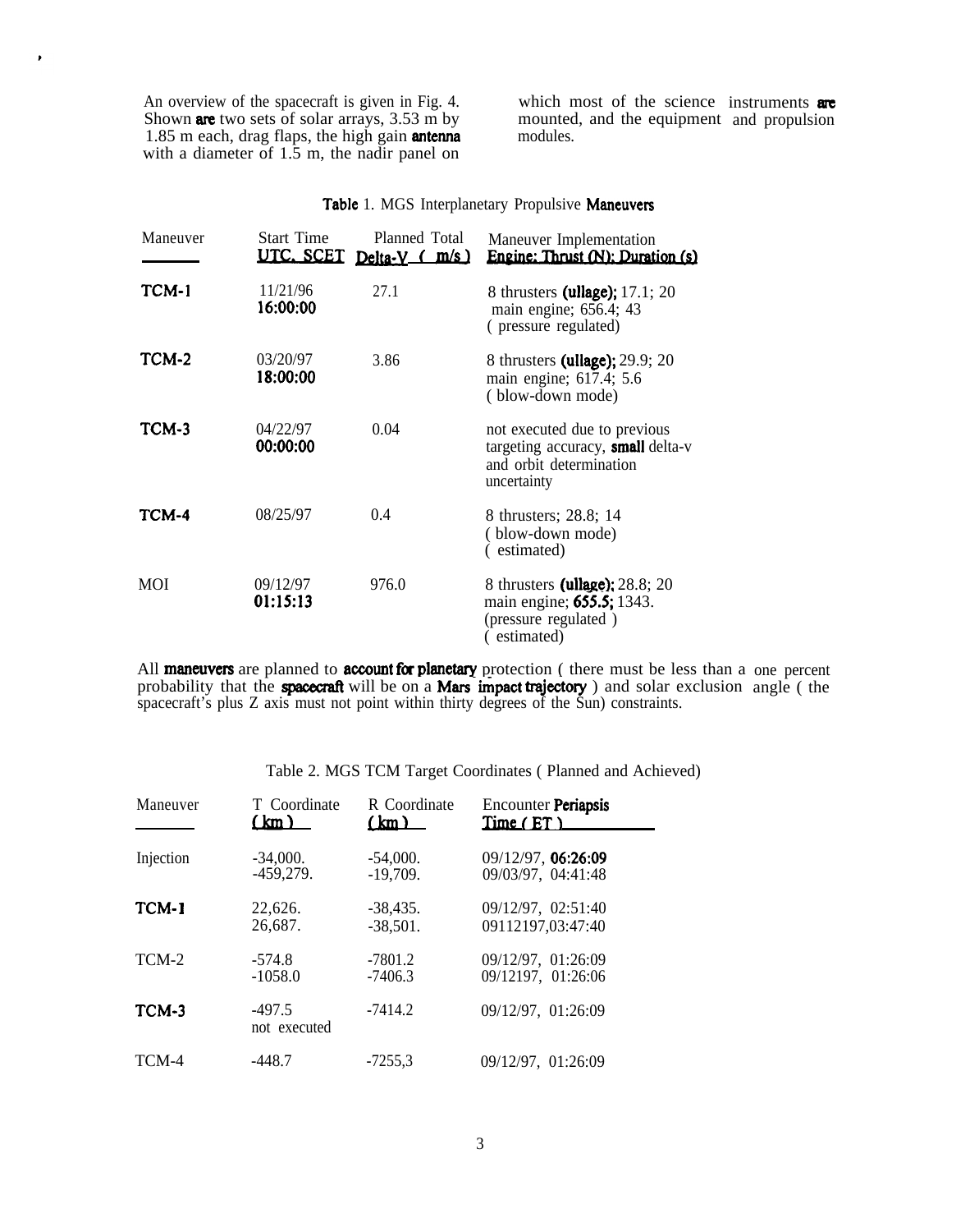An overview of the spacecraft is given in Fig. 4. Shown are two sets of solar arrays, 3.53 m by 1.85 m each, drag flaps, the high gain antenna with a diameter of 1.5 m, the nadir panel on which most of the science instruments are mounted, and the equipment and propulsion modules.

Table 1. MGS Interplanetary Propulsive Maneuvers

| Maneuver | Start Time UTC, SCET | Planned Total Delta-V ( m/s ) | Maneuver Implementation Engine; Thrust (N); Duration (s) |
|---|---|---|---|
| TCM-1 | 11/21/96 16:00:00 | 27.1 | 8 thrusters (ullage); 17.1; 20 main engine; 656.4; 43 ( pressure regulated) |
| TCM-2 | 03/20/97 18:00:00 | 3.86 | 8 thrusters (ullage); 29.9; 20 main engine; 617.4; 5.6 ( blow-down mode) |
| TCM-3 | 04/22/97 00:00:00 | 0.04 | not executed due to previous targeting accuracy, small delta-v and orbit determination uncertainty |
| TCM-4 | 08/25/97 | 0.4 | 8 thrusters; 28.8; 14 ( blow-down mode) ( estimated) |
| MOI | 09/12/97 01:15:13 | 976.0 | 8 thrusters (ullage); 28.8; 20 main engine; 655.5; 1343. (pressure regulated ) ( estimated) |

All maneuvers are planned to account for planetary protection ( there must be less than a one percent probability that the spacecraft will be on a Mars impact trajectory ) and solar exclusion angle ( the spacecraft's plus Z axis must not point within thirty degrees of the Sun) constraints.

Table 2. MGS TCM Target Coordinates ( Planned and Achieved)

| Maneuver | T Coordinate (km) | R Coordinate (km) | Encounter Periapsis Time ( ET ) |
|---|---|---|---|
| Injection | -34,000.<br>-459,279. | -54,000.<br>-19,709. | 09/12/97, 06:26:09<br>09/03/97, 04:41:48 |
| TCM-1 | 22,626.<br>26,687. | -38,435.<br>-38,501. | 09/12/97, 02:51:40<br>09112197,03:47:40 |
| TCM-2 | -574.8<br>-1058.0 | -7801.2<br>-7406.3 | 09/12/97, 01:26:09<br>09/12197, 01:26:06 |
| TCM-3 | -497.5<br>not executed | -7414.2 | 09/12/97, 01:26:09 |
| TCM-4 | -448.7 | -7255,3 | 09/12/97, 01:26:09 |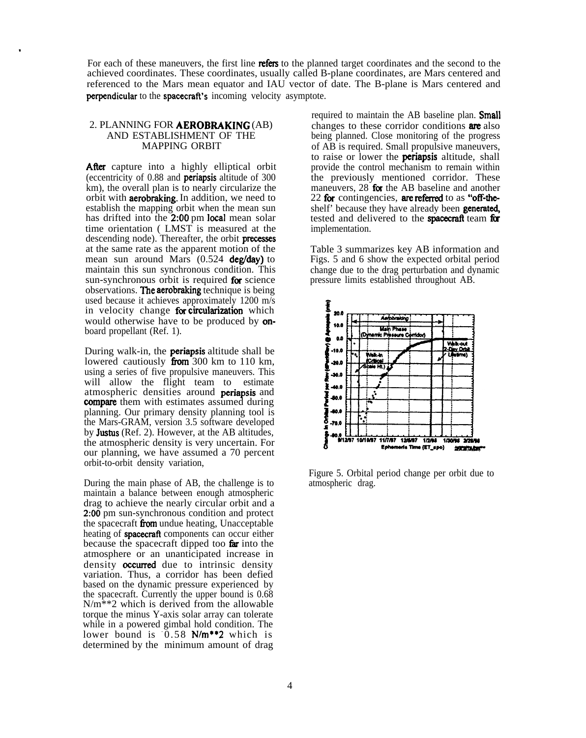For each of these maneuvers, the first line refers to the planned target coordinates and the second to the achieved coordinates. These coordinates, usually called B-plane coordinates, are Mars centered and referenced to the Mars mean equator and IAU vector of date. The B-plane is Mars centered and perpendicular to the spacecraft's incoming velocity asymptote.

## 2. PLANNING FOR AEROBRAKING (AB) AND ESTABLISHMENT OF THE MAPPING ORBIT

After capture into a highly elliptical orbit (eccentricity of 0.88 and periapsis altitude of 300 km), the overall plan is to nearly circularize the orbit with aerobraking. In addition, we need to establish the mapping orbit when the mean sun has drifted into the 2:00 pm local mean solar time orientation ( LMST is measured at the descending node). Thereafter, the orbit precesses at the same rate as the apparent motion of the mean sun around Mars (0.524 deg/day) to maintain this sun synchronous condition. This sun-synchronous orbit is required for science observations. The aerobraking technique is being used because it achieves approximately 1200 m/s in velocity change for circularization which would otherwise have to be produced by on-board propellant (Ref. 1).

During walk-in, the periapsis altitude shall be lowered cautiously from 300 km to 110 km, using a series of five propulsive maneuvers. This will allow the flight team to estimate atmospheric densities around periapsis and compare them with estimates assumed during planning. Our primary density planning tool is the Mars-GRAM, version 3.5 software developed by Justus (Ref. 2). However, at the AB altitudes, the atmospheric density is very uncertain. For our planning, we have assumed a 70 percent orbit-to-orbit density variation,

During the main phase of AB, the challenge is to maintain a balance between enough atmospheric drag to achieve the nearly circular orbit and a 2:00 pm sun-synchronous condition and protect the spacecraft from undue heating, Unacceptable heating of spacecraft components can occur either because the spacecraft dipped too far into the atmosphere or an unanticipated increase in density occurred due to intrinsic density variation. Thus, a corridor has been defied based on the dynamic pressure experienced by the spacecraft. Currently the upper bound is 0.68 N/m**2 which is derived from the allowable torque the minus Y-axis solar array can tolerate while in a powered gimbal hold condition. The lower bound is 0.58 N/m**2 which is determined by the minimum amount of drag required to maintain the AB baseline plan. Small changes to these corridor conditions are also being planned. Close monitoring of the progress of AB is required. Small propulsive maneuvers, to raise or lower the periapsis altitude, shall provide the control mechanism to remain within the previously mentioned corridor. These maneuvers, 28 for the AB baseline and another 22 for contingencies, are referred to as "off-the-shelf' because they have already been generated, tested and delivered to the spacecraft team for implementation.

Table 3 summarizes key AB information and Figs. 5 and 6 show the expected orbital period change due to the drag perturbation and dynamic pressure limits established throughout AB.

Figure 5. Orbital period change per orbit due to atmospheric drag.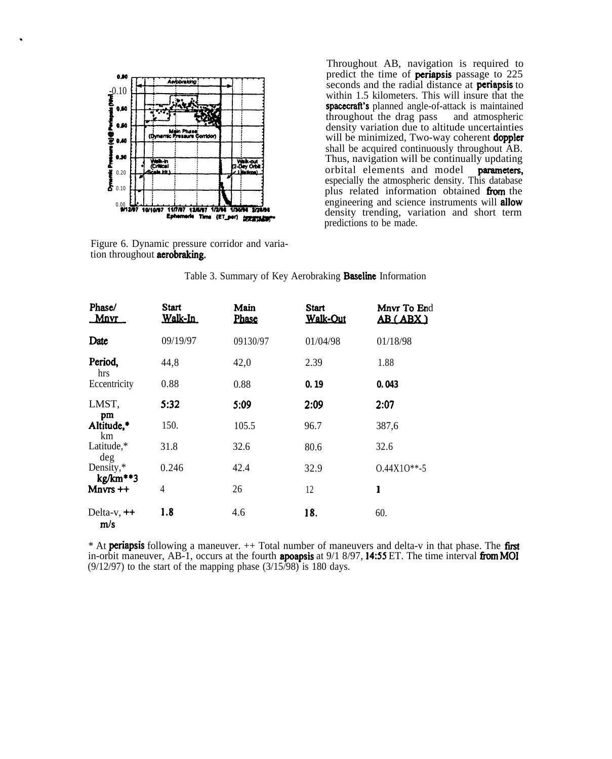Figure 6. Dynamic pressure corridor and variation throughout aerobraking.

Throughout AB, navigation is required to predict the time of periapsis passage to 225 seconds and the radial distance at periapsis to within 1.5 kilometers. This will insure that the spacecraft's planned angle-of-attack is maintained throughout the drag pass and atmospheric density variation due to altitude uncertainties will be minimized, Two-way coherent doppler shall be acquired continuously throughout AB. Thus, navigation will be continually updating orbital elements and model parameters, especially the atmospheric density. This database plus related information obtained from the engineering and science instruments will allow density trending, variation and short term predictions to be made.

Table 3. Summary of Key Aerobraking Baseline Information

| Phase/ Mnvr | Start Walk-In | Main Phase | Start Walk-Out | Mnvr To End AB (ABX) |
|---|---|---|---|---|
| Date | 09/19/97 | 09130/97 | 01/04/98 | 01/18/98 |
| Period, hrs | 44,8 | 42,0 | 2.39 | 1.88 |
| Eccentricity | 0.88 | 0.88 | 0.19 | 0.043 |
| LMST, pm | 5:32 | 5:09 | 2:09 | 2:07 |
| Altitude,* km | 150. | 105.5 | 96.7 | 387,6 |
| Latitude,* deg | 31.8 | 32.6 | 80.6 | 32.6 |
| Density,* kg/km**3 | 0.246 | 42.4 | 32.9 | O.44X1O**-5 |
| Mnvrs ++ | 4 | 26 | 12 | 1 |
| Delta-v, ++ m/s | 1.8 | 4.6 | 18. | 60. |

* At periapsis following a maneuver. ++ Total number of maneuvers and delta-v in that phase. The first in-orbit maneuver, AB-1, occurs at the fourth apoapsis at 9/1 8/97, 14:55 ET. The time interval from MOI (9/12/97) to the start of the mapping phase (3/15/98) is 180 days.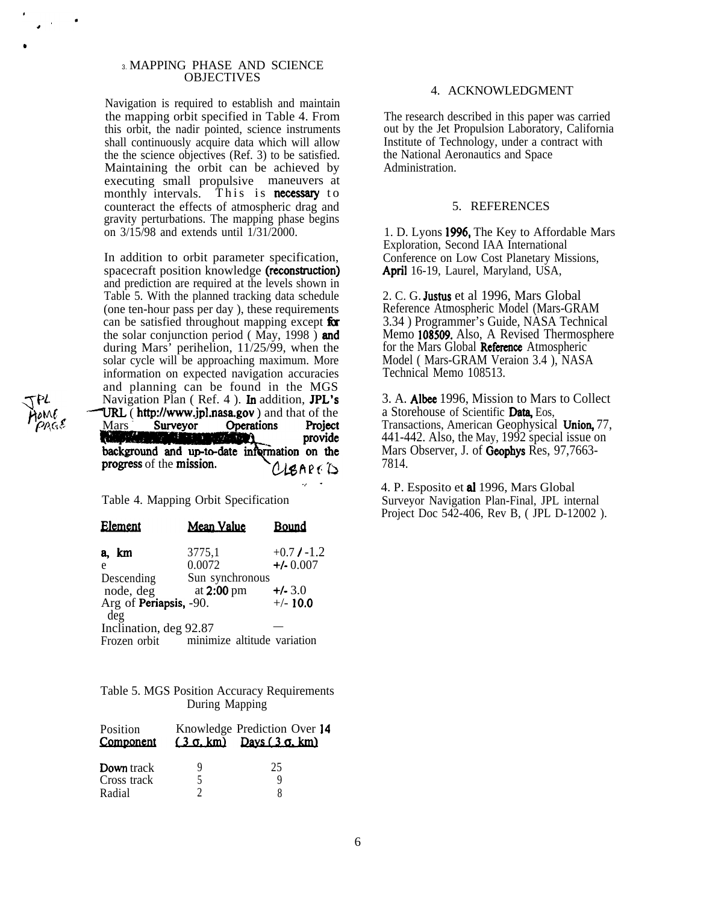## 3. MAPPING PHASE AND SCIENCE OBJECTIVES

Navigation is required to establish and maintain the mapping orbit specified in Table 4. From this orbit, the nadir pointed, science instruments shall continuously acquire data which will allow the the science objectives (Ref. 3) to be satisfied. Maintaining the orbit can be achieved by executing small propulsive maneuvers at monthly intervals. This is necessary to counteract the effects of atmospheric drag and gravity perturbations. The mapping phase begins on 3/15/98 and extends until 1/31/2000.

In addition to orbit parameter specification, spacecraft position knowledge (reconstruction) and prediction are required at the levels shown in Table 5. With the planned tracking data schedule (one ten-hour pass per day ), these requirements can be satisfied throughout mapping except for the solar conjunction period ( May, 1998 ) and during Mars' perihelion, 11/25/99, when the solar cycle will be approaching maximum. More information on expected navigation accuracies and planning can be found in the MGS Navigation Plan ( Ref. 4 ). In addition, JPL's URL ( http://www.jpl.nasa.gov ) and that of the Mars Surveyor Operations Project (redacted) provide background and up-to-date information on the progress of the mission.

Table 4. Mapping Orbit Specification

| Element | Mean Value | Bound |
|---|---|---|
| a, km | 3775,1 | +0.7 / -1.2 |
| e | 0.0072 | +/- 0.007 |
| Descending node, deg | Sun synchronous at 2:00 pm | +/- 3.0 |
| Arg of Periapsis, deg | -90. | +/- 10.0 |
| Inclination, deg | 92.87 | — |
| Frozen orbit | minimize altitude variation | |

Table 5. MGS Position Accuracy Requirements During Mapping

| Position Component | Knowledge ( 3 σ, km) | Prediction Over 14 Days ( 3 σ, km) |
|---|---|---|
| Down track | 9 | 25 |
| Cross track | 5 | 9 |
| Radial | 2 | 8 |

## 4. ACKNOWLEDGMENT

The research described in this paper was carried out by the Jet Propulsion Laboratory, California Institute of Technology, under a contract with the National Aeronautics and Space Administration.

## 5. REFERENCES

1. D. Lyons 1996, The Key to Affordable Mars Exploration, Second IAA International Conference on Low Cost Planetary Missions, April 16-19, Laurel, Maryland, USA,

2. C. G. Justus et al 1996, Mars Global Reference Atmospheric Model (Mars-GRAM 3.34 ) Programmer's Guide, NASA Technical Memo 108509. Also, A Revised Thermosphere for the Mars Global Reference Atmospheric Model ( Mars-GRAM Veraion 3.4 ), NASA Technical Memo 108513.

3. A. Albee 1996, Mission to Mars to Collect a Storehouse of Scientific Data, Eos, Transactions, American Geophysical Union, 77, 441-442. Also, the May, 1992 special issue on Mars Observer, J. of Geophys Res, 97,7663-7814.

4. P. Esposito et al 1996, Mars Global Surveyor Navigation Plan-Final, JPL internal Project Doc 542-406, Rev B, ( JPL D-12002 ).